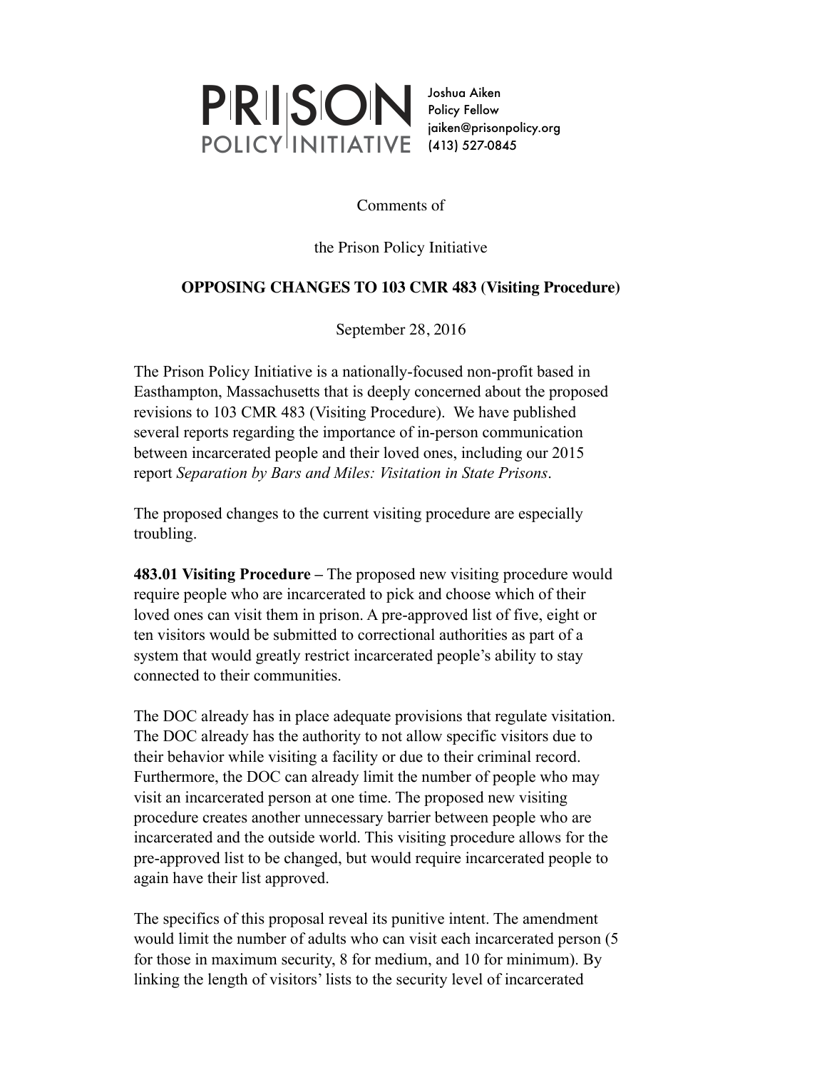PRISON POLICY INITIATIVE

Joshua Aiken
Policy Fellow
jaiken@prisonpolicy.org
(413) 527-0845

Comments of

the Prison Policy Initiative

**OPPOSING CHANGES TO 103 CMR 483 (Visiting Procedure)**

September 28, 2016

The Prison Policy Initiative is a nationally-focused non-profit based in Easthampton, Massachusetts that is deeply concerned about the proposed revisions to 103 CMR 483 (Visiting Procedure). We have published several reports regarding the importance of in-person communication between incarcerated people and their loved ones, including our 2015 report *Separation by Bars and Miles: Visitation in State Prisons*.

The proposed changes to the current visiting procedure are especially troubling.

**483.01 Visiting Procedure –** The proposed new visiting procedure would require people who are incarcerated to pick and choose which of their loved ones can visit them in prison. A pre-approved list of five, eight or ten visitors would be submitted to correctional authorities as part of a system that would greatly restrict incarcerated people's ability to stay connected to their communities.

The DOC already has in place adequate provisions that regulate visitation. The DOC already has the authority to not allow specific visitors due to their behavior while visiting a facility or due to their criminal record. Furthermore, the DOC can already limit the number of people who may visit an incarcerated person at one time. The proposed new visiting procedure creates another unnecessary barrier between people who are incarcerated and the outside world. This visiting procedure allows for the pre-approved list to be changed, but would require incarcerated people to again have their list approved.

The specifics of this proposal reveal its punitive intent. The amendment would limit the number of adults who can visit each incarcerated person (5 for those in maximum security, 8 for medium, and 10 for minimum). By linking the length of visitors' lists to the security level of incarcerated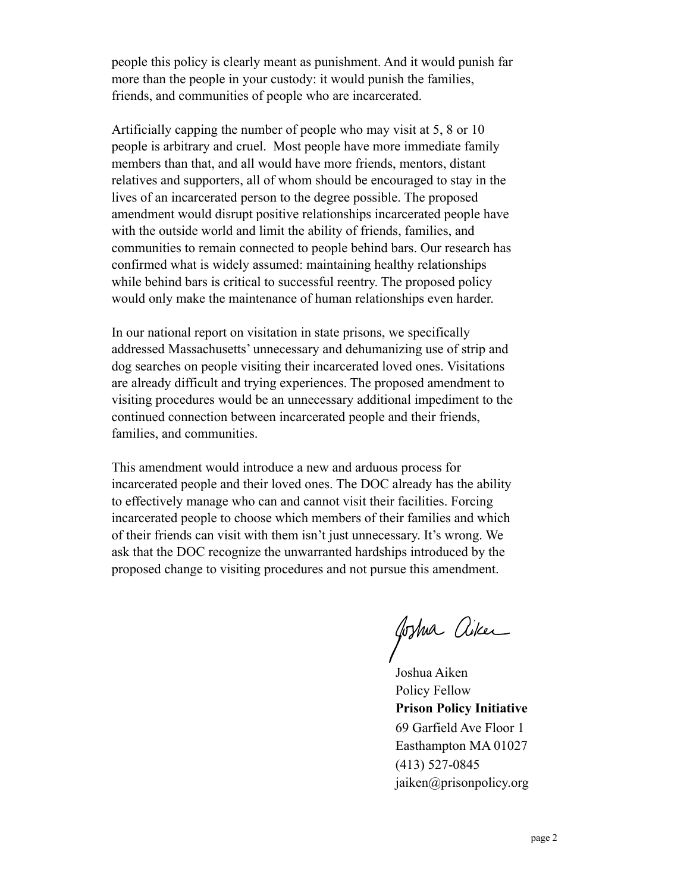people this policy is clearly meant as punishment. And it would punish far more than the people in your custody: it would punish the families, friends, and communities of people who are incarcerated.

Artificially capping the number of people who may visit at 5, 8 or 10 people is arbitrary and cruel. Most people have more immediate family members than that, and all would have more friends, mentors, distant relatives and supporters, all of whom should be encouraged to stay in the lives of an incarcerated person to the degree possible. The proposed amendment would disrupt positive relationships incarcerated people have with the outside world and limit the ability of friends, families, and communities to remain connected to people behind bars. Our research has confirmed what is widely assumed: maintaining healthy relationships while behind bars is critical to successful reentry. The proposed policy would only make the maintenance of human relationships even harder.

In our national report on visitation in state prisons, we specifically addressed Massachusetts' unnecessary and dehumanizing use of strip and dog searches on people visiting their incarcerated loved ones. Visitations are already difficult and trying experiences. The proposed amendment to visiting procedures would be an unnecessary additional impediment to the continued connection between incarcerated people and their friends, families, and communities.

This amendment would introduce a new and arduous process for incarcerated people and their loved ones. The DOC already has the ability to effectively manage who can and cannot visit their facilities. Forcing incarcerated people to choose which members of their families and which of their friends can visit with them isn't just unnecessary. It's wrong. We ask that the DOC recognize the unwarranted hardships introduced by the proposed change to visiting procedures and not pursue this amendment.

Joshua Aiken

Joshua Aiken
Policy Fellow
**Prison Policy Initiative**
69 Garfield Ave Floor 1
Easthampton MA 01027
(413) 527-0845
jaiken@prisonpolicy.org